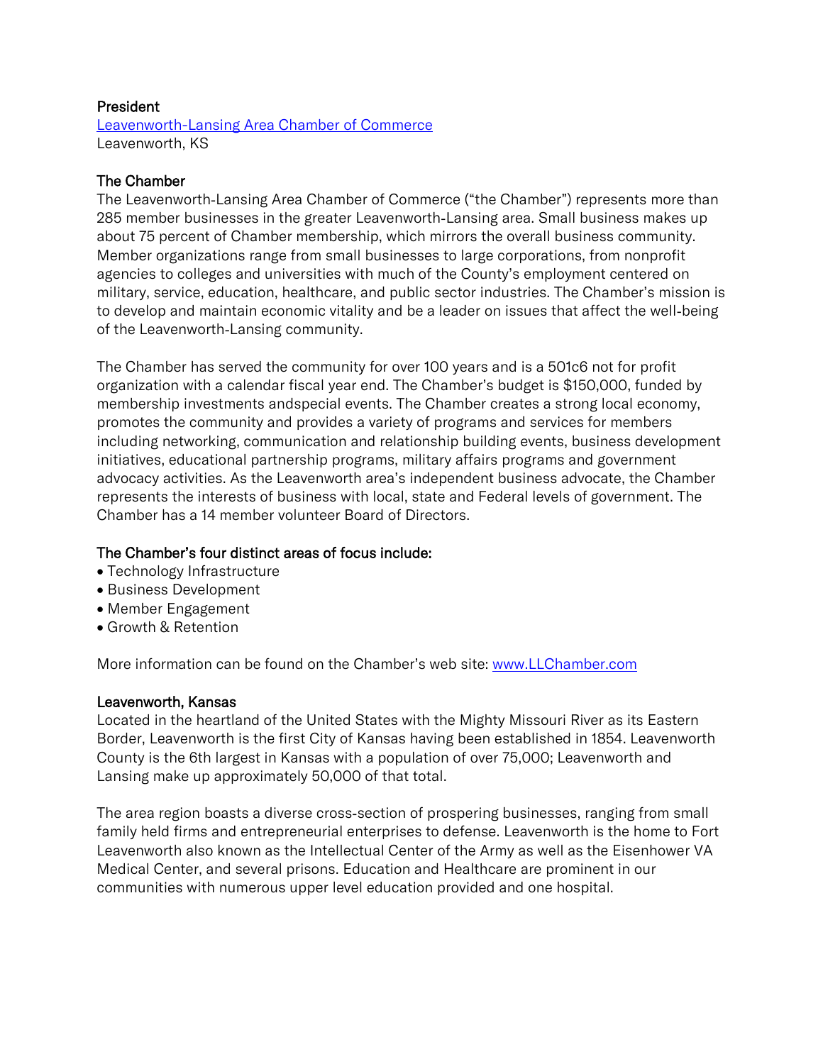**President**
[Leavenworth-Lansing Area Chamber of Commerce](https://www.LLChamber.com)
Leavenworth, KS

## The Chamber

The Leavenworth-Lansing Area Chamber of Commerce ("the Chamber") represents more than 285 member businesses in the greater Leavenworth-Lansing area. Small business makes up about 75 percent of Chamber membership, which mirrors the overall business community. Member organizations range from small businesses to large corporations, from nonprofit agencies to colleges and universities with much of the County's employment centered on military, service, education, healthcare, and public sector industries. The Chamber's mission is to develop and maintain economic vitality and be a leader on issues that affect the well-being of the Leavenworth-Lansing community.

The Chamber has served the community for over 100 years and is a 501c6 not for profit organization with a calendar fiscal year end. The Chamber's budget is $150,000, funded by membership investments andspecial events. The Chamber creates a strong local economy, promotes the community and provides a variety of programs and services for members including networking, communication and relationship building events, business development initiatives, educational partnership programs, military affairs programs and government advocacy activities. As the Leavenworth area's independent business advocate, the Chamber represents the interests of business with local, state and Federal levels of government. The Chamber has a 14 member volunteer Board of Directors.

## The Chamber's four distinct areas of focus include:

- Technology Infrastructure
- Business Development
- Member Engagement
- Growth & Retention

More information can be found on the Chamber's web site: [www.LLChamber.com](https://www.LLChamber.com)

## Leavenworth, Kansas

Located in the heartland of the United States with the Mighty Missouri River as its Eastern Border, Leavenworth is the first City of Kansas having been established in 1854. Leavenworth County is the 6th largest in Kansas with a population of over 75,000; Leavenworth and Lansing make up approximately 50,000 of that total.

The area region boasts a diverse cross-section of prospering businesses, ranging from small family held firms and entrepreneurial enterprises to defense. Leavenworth is the home to Fort Leavenworth also known as the Intellectual Center of the Army as well as the Eisenhower VA Medical Center, and several prisons. Education and Healthcare are prominent in our communities with numerous upper level education provided and one hospital.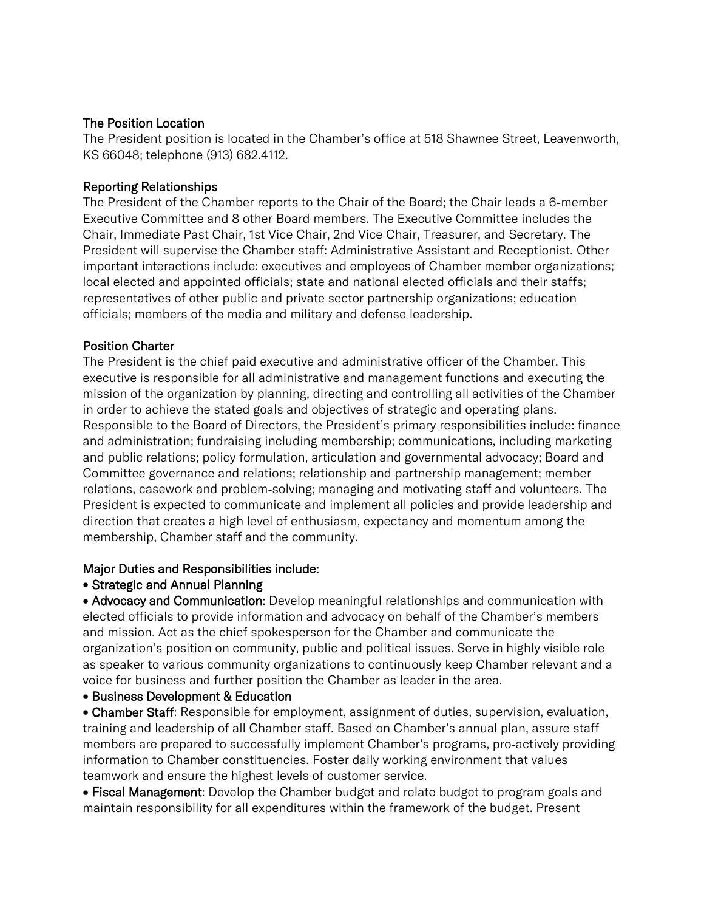### The Position Location

The President position is located in the Chamber's office at 518 Shawnee Street, Leavenworth, KS 66048; telephone (913) 682.4112.

### Reporting Relationships

The President of the Chamber reports to the Chair of the Board; the Chair leads a 6-member Executive Committee and 8 other Board members. The Executive Committee includes the Chair, Immediate Past Chair, 1st Vice Chair, 2nd Vice Chair, Treasurer, and Secretary. The President will supervise the Chamber staff: Administrative Assistant and Receptionist. Other important interactions include: executives and employees of Chamber member organizations; local elected and appointed officials; state and national elected officials and their staffs; representatives of other public and private sector partnership organizations; education officials; members of the media and military and defense leadership.

### Position Charter

The President is the chief paid executive and administrative officer of the Chamber. This executive is responsible for all administrative and management functions and executing the mission of the organization by planning, directing and controlling all activities of the Chamber in order to achieve the stated goals and objectives of strategic and operating plans. Responsible to the Board of Directors, the President's primary responsibilities include: finance and administration; fundraising including membership; communications, including marketing and public relations; policy formulation, articulation and governmental advocacy; Board and Committee governance and relations; relationship and partnership management; member relations, casework and problem-solving; managing and motivating staff and volunteers. The President is expected to communicate and implement all policies and provide leadership and direction that creates a high level of enthusiasm, expectancy and momentum among the membership, Chamber staff and the community.

### Major Duties and Responsibilities include:

- **Strategic and Annual Planning**
- **Advocacy and Communication**: Develop meaningful relationships and communication with elected officials to provide information and advocacy on behalf of the Chamber's members and mission. Act as the chief spokesperson for the Chamber and communicate the organization's position on community, public and political issues. Serve in highly visible role as speaker to various community organizations to continuously keep Chamber relevant and a voice for business and further position the Chamber as leader in the area.
- **Business Development & Education**
- **Chamber Staff**: Responsible for employment, assignment of duties, supervision, evaluation, training and leadership of all Chamber staff. Based on Chamber's annual plan, assure staff members are prepared to successfully implement Chamber's programs, pro-actively providing information to Chamber constituencies. Foster daily working environment that values teamwork and ensure the highest levels of customer service.
- **Fiscal Management**: Develop the Chamber budget and relate budget to program goals and maintain responsibility for all expenditures within the framework of the budget. Present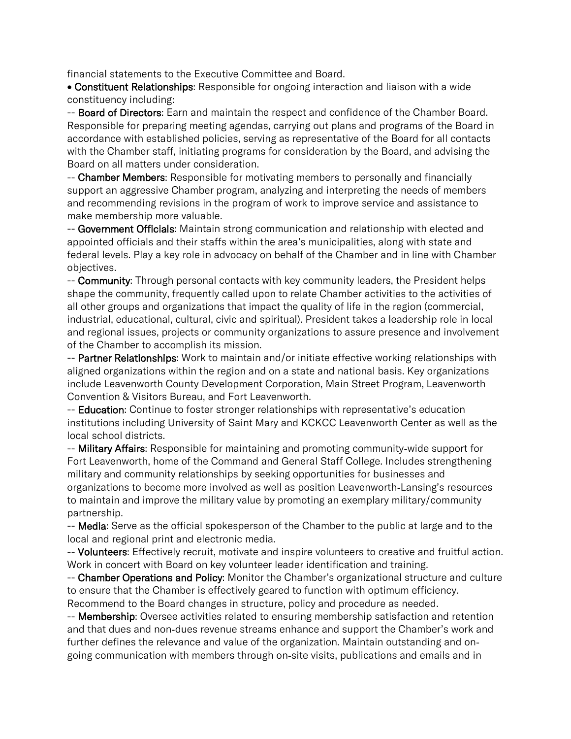financial statements to the Executive Committee and Board.

• **Constituent Relationships**: Responsible for ongoing interaction and liaison with a wide constituency including:

-- **Board of Directors**: Earn and maintain the respect and confidence of the Chamber Board. Responsible for preparing meeting agendas, carrying out plans and programs of the Board in accordance with established policies, serving as representative of the Board for all contacts with the Chamber staff, initiating programs for consideration by the Board, and advising the Board on all matters under consideration.

-- **Chamber Members**: Responsible for motivating members to personally and financially support an aggressive Chamber program, analyzing and interpreting the needs of members and recommending revisions in the program of work to improve service and assistance to make membership more valuable.

-- **Government Officials**: Maintain strong communication and relationship with elected and appointed officials and their staffs within the area's municipalities, along with state and federal levels. Play a key role in advocacy on behalf of the Chamber and in line with Chamber objectives.

-- **Community**: Through personal contacts with key community leaders, the President helps shape the community, frequently called upon to relate Chamber activities to the activities of all other groups and organizations that impact the quality of life in the region (commercial, industrial, educational, cultural, civic and spiritual). President takes a leadership role in local and regional issues, projects or community organizations to assure presence and involvement of the Chamber to accomplish its mission.

-- **Partner Relationships**: Work to maintain and/or initiate effective working relationships with aligned organizations within the region and on a state and national basis. Key organizations include Leavenworth County Development Corporation, Main Street Program, Leavenworth Convention & Visitors Bureau, and Fort Leavenworth.

-- **Education**: Continue to foster stronger relationships with representative's education institutions including University of Saint Mary and KCKCC Leavenworth Center as well as the local school districts.

-- **Military Affairs**: Responsible for maintaining and promoting community-wide support for Fort Leavenworth, home of the Command and General Staff College. Includes strengthening military and community relationships by seeking opportunities for businesses and organizations to become more involved as well as position Leavenworth-Lansing's resources to maintain and improve the military value by promoting an exemplary military/community partnership.

-- **Media**: Serve as the official spokesperson of the Chamber to the public at large and to the local and regional print and electronic media.

-- **Volunteers**: Effectively recruit, motivate and inspire volunteers to creative and fruitful action. Work in concert with Board on key volunteer leader identification and training.

-- **Chamber Operations and Policy**: Monitor the Chamber's organizational structure and culture to ensure that the Chamber is effectively geared to function with optimum efficiency. Recommend to the Board changes in structure, policy and procedure as needed.

-- **Membership**: Oversee activities related to ensuring membership satisfaction and retention and that dues and non-dues revenue streams enhance and support the Chamber's work and further defines the relevance and value of the organization. Maintain outstanding and on-going communication with members through on-site visits, publications and emails and in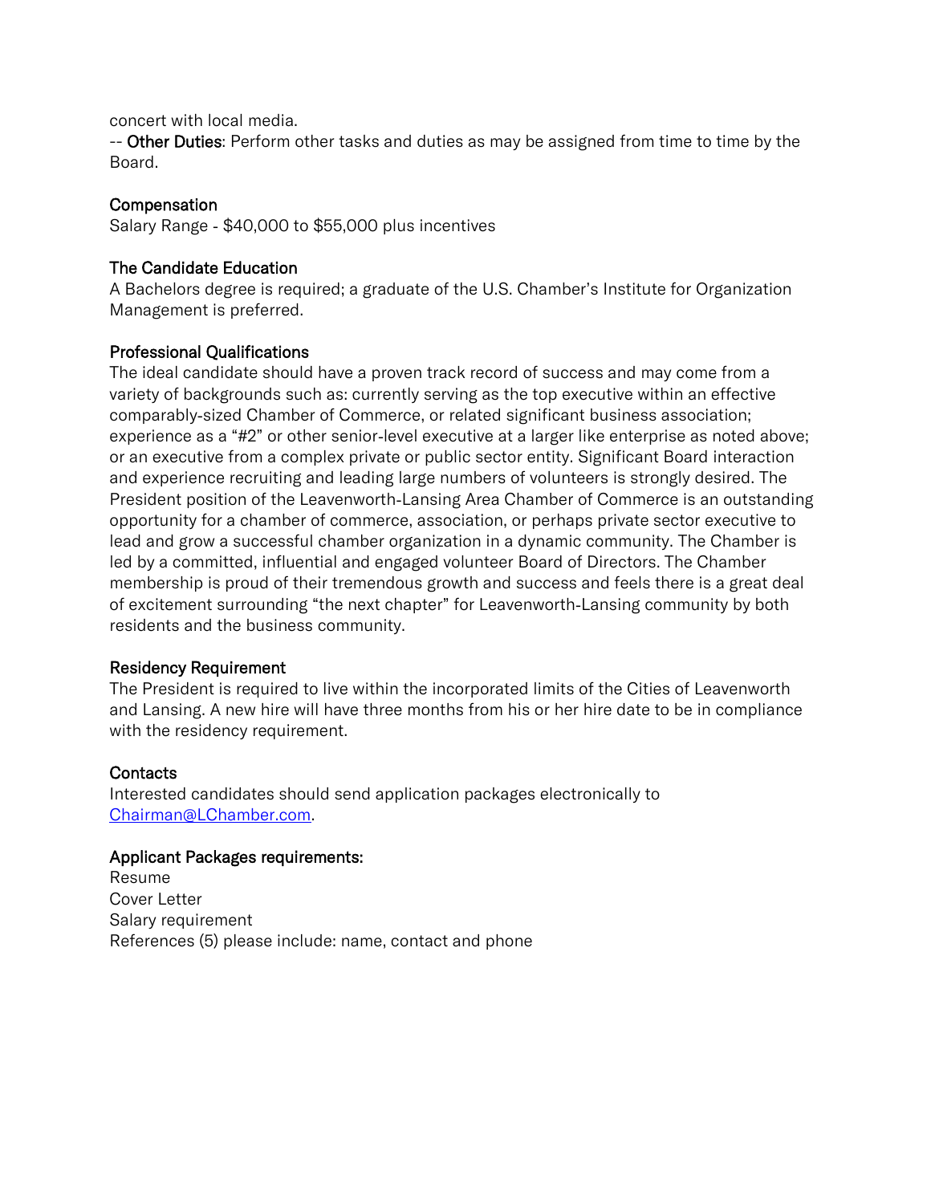concert with local media.

-- **Other Duties**: Perform other tasks and duties as may be assigned from time to time by the Board.

### Compensation

Salary Range - $40,000 to $55,000 plus incentives

### The Candidate Education

A Bachelors degree is required; a graduate of the U.S. Chamber's Institute for Organization Management is preferred.

### Professional Qualifications

The ideal candidate should have a proven track record of success and may come from a variety of backgrounds such as: currently serving as the top executive within an effective comparably-sized Chamber of Commerce, or related significant business association; experience as a "#2" or other senior-level executive at a larger like enterprise as noted above; or an executive from a complex private or public sector entity. Significant Board interaction and experience recruiting and leading large numbers of volunteers is strongly desired. The President position of the Leavenworth-Lansing Area Chamber of Commerce is an outstanding opportunity for a chamber of commerce, association, or perhaps private sector executive to lead and grow a successful chamber organization in a dynamic community. The Chamber is led by a committed, influential and engaged volunteer Board of Directors. The Chamber membership is proud of their tremendous growth and success and feels there is a great deal of excitement surrounding "the next chapter" for Leavenworth-Lansing community by both residents and the business community.

### Residency Requirement

The President is required to live within the incorporated limits of the Cities of Leavenworth and Lansing. A new hire will have three months from his or her hire date to be in compliance with the residency requirement.

### Contacts

Interested candidates should send application packages electronically to Chairman@LChamber.com.

### Applicant Packages requirements:

Resume
Cover Letter
Salary requirement
References (5) please include: name, contact and phone